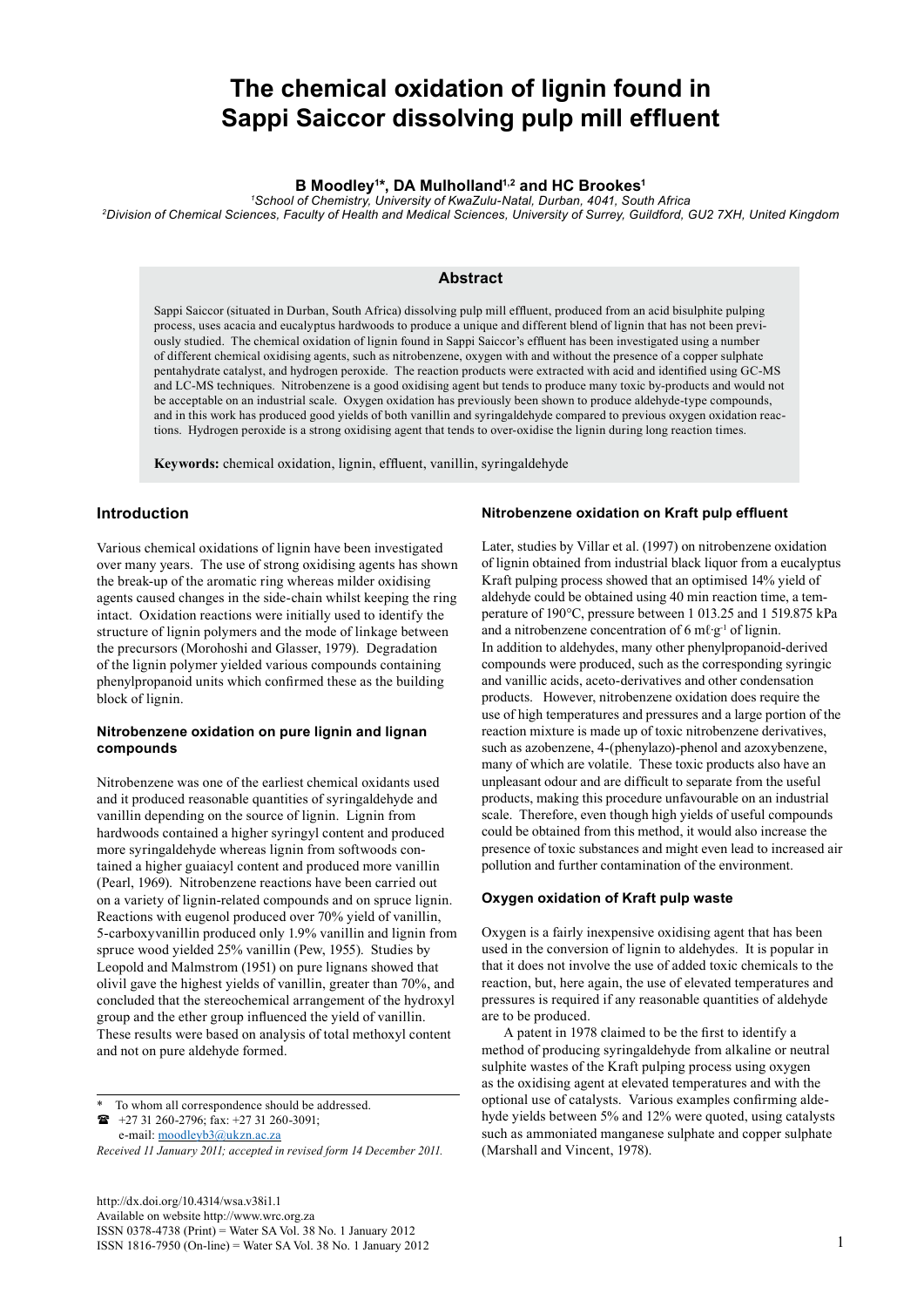# The chemical oxidation of lignin found in Sappi Saiccor dissolving pulp mill effluent

**B Moodley[1]*, DA Mulholland[1,2] and HC Brookes[1]**

[1]*School of Chemistry, University of KwaZulu-Natal, Durban, 4041, South Africa*
[2]*Division of Chemical Sciences, Faculty of Health and Medical Sciences, University of Surrey, Guildford, GU2 7XH, United Kingdom*

## Abstract

Sappi Saiccor (situated in Durban, South Africa) dissolving pulp mill effluent, produced from an acid bisulphite pulping process, uses acacia and eucalyptus hardwoods to produce a unique and different blend of lignin that has not been previously studied. The chemical oxidation of lignin found in Sappi Saiccor's effluent has been investigated using a number of different chemical oxidising agents, such as nitrobenzene, oxygen with and without the presence of a copper sulphate pentahydrate catalyst, and hydrogen peroxide. The reaction products were extracted with acid and identified using GC-MS and LC-MS techniques. Nitrobenzene is a good oxidising agent but tends to produce many toxic by-products and would not be acceptable on an industrial scale. Oxygen oxidation has previously been shown to produce aldehyde-type compounds, and in this work has produced good yields of both vanillin and syringaldehyde compared to previous oxygen oxidation reactions. Hydrogen peroxide is a strong oxidising agent that tends to over-oxidise the lignin during long reaction times.

**Keywords:** chemical oxidation, lignin, effluent, vanillin, syringaldehyde

## Introduction

Various chemical oxidations of lignin have been investigated over many years. The use of strong oxidising agents has shown the break-up of the aromatic ring whereas milder oxidising agents caused changes in the side-chain whilst keeping the ring intact. Oxidation reactions were initially used to identify the structure of lignin polymers and the mode of linkage between the precursors (Morohoshi and Glasser, 1979). Degradation of the lignin polymer yielded various compounds containing phenylpropanoid units which confirmed these as the building block of lignin.

### Nitrobenzene oxidation on pure lignin and lignan compounds

Nitrobenzene was one of the earliest chemical oxidants used and it produced reasonable quantities of syringaldehyde and vanillin depending on the source of lignin. Lignin from hardwoods contained a higher syringyl content and produced more syringaldehyde whereas lignin from softwoods contained a higher guaiacyl content and produced more vanillin (Pearl, 1969). Nitrobenzene reactions have been carried out on a variety of lignin-related compounds and on spruce lignin. Reactions with eugenol produced over 70% yield of vanillin, 5-carboxyvanillin produced only 1.9% vanillin and lignin from spruce wood yielded 25% vanillin (Pew, 1955). Studies by Leopold and Malmstrom (1951) on pure lignans showed that olivil gave the highest yields of vanillin, greater than 70%, and concluded that the stereochemical arrangement of the hydroxyl group and the ether group influenced the yield of vanillin. These results were based on analysis of total methoxyl content and not on pure aldehyde formed.

### Nitrobenzene oxidation on Kraft pulp effluent

Later, studies by Villar et al. (1997) on nitrobenzene oxidation of lignin obtained from industrial black liquor from a eucalyptus Kraft pulping process showed that an optimised 14% yield of aldehyde could be obtained using 40 min reaction time, a temperature of 190°C, pressure between 1 013.25 and 1 519.875 kPa and a nitrobenzene concentration of 6 mℓ·g$^{-1}$ of lignin. In addition to aldehydes, many other phenylpropanoid-derived compounds were produced, such as the corresponding syringic and vanillic acids, aceto-derivatives and other condensation products. However, nitrobenzene oxidation does require the use of high temperatures and pressures and a large portion of the reaction mixture is made up of toxic nitrobenzene derivatives, such as azobenzene, 4-(phenylazo)-phenol and azoxybenzene, many of which are volatile. These toxic products also have an unpleasant odour and are difficult to separate from the useful products, making this procedure unfavourable on an industrial scale. Therefore, even though high yields of useful compounds could be obtained from this method, it would also increase the presence of toxic substances and might even lead to increased air pollution and further contamination of the environment.

### Oxygen oxidation of Kraft pulp waste

Oxygen is a fairly inexpensive oxidising agent that has been used in the conversion of lignin to aldehydes. It is popular in that it does not involve the use of added toxic chemicals to the reaction, but, here again, the use of elevated temperatures and pressures is required if any reasonable quantities of aldehyde are to be produced.

A patent in 1978 claimed to be the first to identify a method of producing syringaldehyde from alkaline or neutral sulphite wastes of the Kraft pulping process using oxygen as the oxidising agent at elevated temperatures and with the optional use of catalysts. Various examples confirming aldehyde yields between 5% and 12% were quoted, using catalysts such as ammoniated manganese sulphate and copper sulphate (Marshall and Vincent, 1978).

---

\* To whom all correspondence should be addressed.
☎ +27 31 260-2796; fax: +27 31 260-3091;
e-mail: moodleyb3@ukzn.ac.za

*Received 11 January 2011; accepted in revised form 14 December 2011.*

http://dx.doi.org/10.4314/wsa.v38i1.1
Available on website http://www.wrc.org.za
ISSN 0378-4738 (Print) = Water SA Vol. 38 No. 1 January 2012
ISSN 1816-7950 (On-line) = Water SA Vol. 38 No. 1 January 2012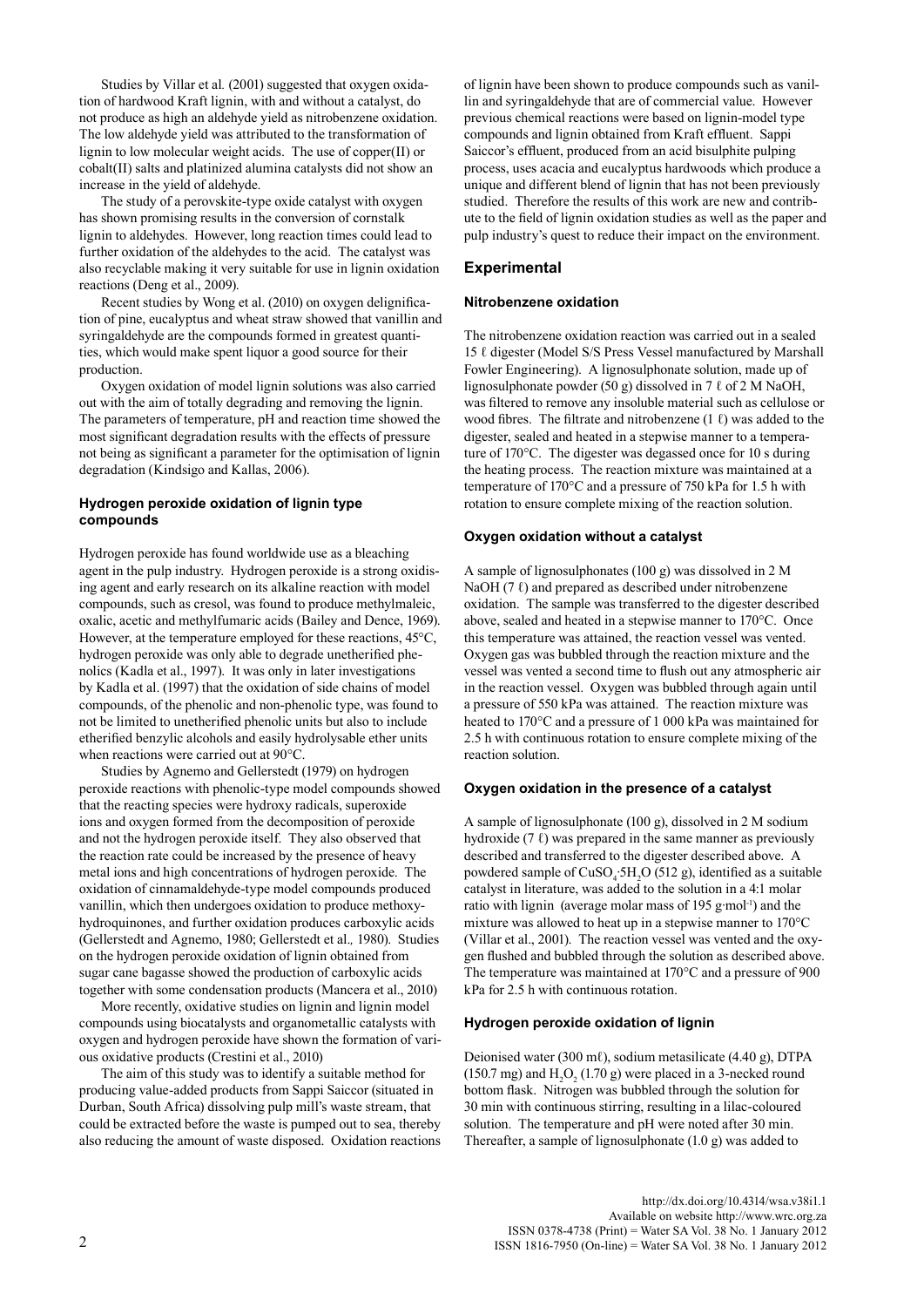Studies by Villar et al*.* (2001) suggested that oxygen oxidation of hardwood Kraft lignin, with and without a catalyst, do not produce as high an aldehyde yield as nitrobenzene oxidation. The low aldehyde yield was attributed to the transformation of lignin to low molecular weight acids. The use of copper(II) or cobalt(II) salts and platinized alumina catalysts did not show an increase in the yield of aldehyde.

The study of a perovskite-type oxide catalyst with oxygen has shown promising results in the conversion of cornstalk lignin to aldehydes. However, long reaction times could lead to further oxidation of the aldehydes to the acid. The catalyst was also recyclable making it very suitable for use in lignin oxidation reactions (Deng et al., 2009).

Recent studies by Wong et al. (2010) on oxygen delignification of pine, eucalyptus and wheat straw showed that vanillin and syringaldehyde are the compounds formed in greatest quantities, which would make spent liquor a good source for their production.

Oxygen oxidation of model lignin solutions was also carried out with the aim of totally degrading and removing the lignin. The parameters of temperature, pH and reaction time showed the most significant degradation results with the effects of pressure not being as significant a parameter for the optimisation of lignin degradation (Kindsigo and Kallas, 2006).

#### Hydrogen peroxide oxidation of lignin type compounds

Hydrogen peroxide has found worldwide use as a bleaching agent in the pulp industry. Hydrogen peroxide is a strong oxidising agent and early research on its alkaline reaction with model compounds, such as cresol, was found to produce methylmaleic, oxalic, acetic and methylfumaric acids (Bailey and Dence, 1969). However, at the temperature employed for these reactions, 45°C, hydrogen peroxide was only able to degrade unetherified phenolics (Kadla et al., 1997). It was only in later investigations by Kadla et al. (1997) that the oxidation of side chains of model compounds, of the phenolic and non-phenolic type, was found to not be limited to unetherified phenolic units but also to include etherified benzylic alcohols and easily hydrolysable ether units when reactions were carried out at 90°C.

Studies by Agnemo and Gellerstedt (1979) on hydrogen peroxide reactions with phenolic-type model compounds showed that the reacting species were hydroxy radicals, superoxide ions and oxygen formed from the decomposition of peroxide and not the hydrogen peroxide itself. They also observed that the reaction rate could be increased by the presence of heavy metal ions and high concentrations of hydrogen peroxide. The oxidation of cinnamaldehyde-type model compounds produced vanillin, which then undergoes oxidation to produce methoxyhydroquinones, and further oxidation produces carboxylic acids (Gellerstedt and Agnemo, 1980; Gellerstedt et al*.,* 1980). Studies on the hydrogen peroxide oxidation of lignin obtained from sugar cane bagasse showed the production of carboxylic acids together with some condensation products (Mancera et al., 2010)

More recently, oxidative studies on lignin and lignin model compounds using biocatalysts and organometallic catalysts with oxygen and hydrogen peroxide have shown the formation of various oxidative products (Crestini et al., 2010)

The aim of this study was to identify a suitable method for producing value-added products from Sappi Saiccor (situated in Durban, South Africa) dissolving pulp mill's waste stream, that could be extracted before the waste is pumped out to sea, thereby also reducing the amount of waste disposed. Oxidation reactions of lignin have been shown to produce compounds such as vanillin and syringaldehyde that are of commercial value. However previous chemical reactions were based on lignin-model type compounds and lignin obtained from Kraft effluent. Sappi Saiccor's effluent, produced from an acid bisulphite pulping process, uses acacia and eucalyptus hardwoods which produce a unique and different blend of lignin that has not been previously studied. Therefore the results of this work are new and contribute to the field of lignin oxidation studies as well as the paper and pulp industry's quest to reduce their impact on the environment.

## Experimental

#### Nitrobenzene oxidation

The nitrobenzene oxidation reaction was carried out in a sealed 15 ℓ digester (Model S/S Press Vessel manufactured by Marshall Fowler Engineering). A lignosulphonate solution, made up of lignosulphonate powder (50 g) dissolved in 7 ℓ of 2 M NaOH, was filtered to remove any insoluble material such as cellulose or wood fibres. The filtrate and nitrobenzene (1 ℓ) was added to the digester, sealed and heated in a stepwise manner to a temperature of 170°C. The digester was degassed once for 10 s during the heating process. The reaction mixture was maintained at a temperature of 170°C and a pressure of 750 kPa for 1.5 h with rotation to ensure complete mixing of the reaction solution.

#### Oxygen oxidation without a catalyst

A sample of lignosulphonates (100 g) was dissolved in 2 M NaOH (7 ℓ) and prepared as described under nitrobenzene oxidation. The sample was transferred to the digester described above, sealed and heated in a stepwise manner to 170°C. Once this temperature was attained, the reaction vessel was vented. Oxygen gas was bubbled through the reaction mixture and the vessel was vented a second time to flush out any atmospheric air in the reaction vessel. Oxygen was bubbled through again until a pressure of 550 kPa was attained. The reaction mixture was heated to 170°C and a pressure of 1 000 kPa was maintained for 2.5 h with continuous rotation to ensure complete mixing of the reaction solution.

#### Oxygen oxidation in the presence of a catalyst

A sample of lignosulphonate (100 g), dissolved in 2 M sodium hydroxide (7 ℓ) was prepared in the same manner as previously described and transferred to the digester described above. A powdered sample of $CuSO_4{\cdot}5H_2O$ (512 g), identified as a suitable catalyst in literature, was added to the solution in a 4:1 molar ratio with lignin (average molar mass of 195 g·mol$^{-1}$) and the mixture was allowed to heat up in a stepwise manner to 170°C (Villar et al., 2001). The reaction vessel was vented and the oxygen flushed and bubbled through the solution as described above. The temperature was maintained at 170°C and a pressure of 900 kPa for 2.5 h with continuous rotation.

#### Hydrogen peroxide oxidation of lignin

Deionised water (300 mℓ), sodium metasilicate (4.40 g), DTPA (150.7 mg) and $H_2O_2$ (1.70 g) were placed in a 3-necked round bottom flask. Nitrogen was bubbled through the solution for 30 min with continuous stirring, resulting in a lilac-coloured solution. The temperature and pH were noted after 30 min. Thereafter, a sample of lignosulphonate (1.0 g) was added to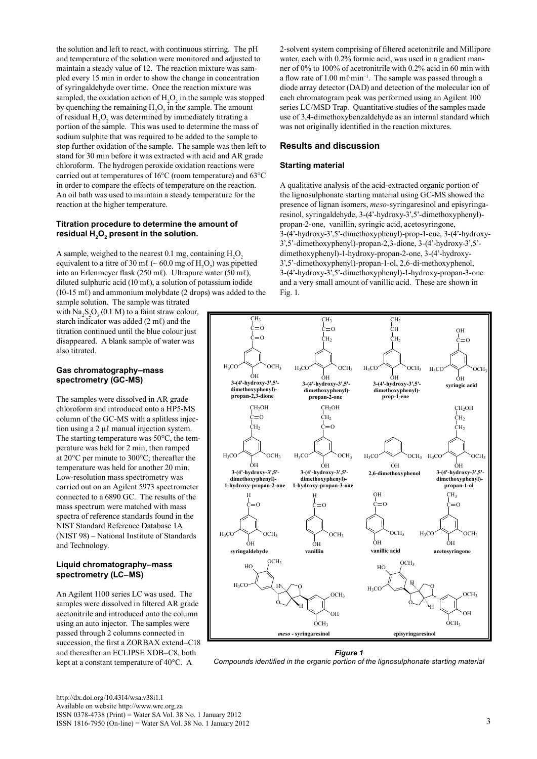the solution and left to react, with continuous stirring. The pH and temperature of the solution were monitored and adjusted to maintain a steady value of 12. The reaction mixture was sampled every 15 min in order to show the change in concentration of syringaldehyde over time. Once the reaction mixture was sampled, the oxidation action of $H_2O_2$ in the sample was stopped by quenching the remaining $H_2O_2$ in the sample. The amount of residual $H_2O_2$ was determined by immediately titrating a portion of the sample. This was used to determine the mass of sodium sulphite that was required to be added to the sample to stop further oxidation of the sample. The sample was then left to stand for 30 min before it was extracted with acid and AR grade chloroform. The hydrogen peroxide oxidation reactions were carried out at temperatures of 16°C (room temperature) and 63°C in order to compare the effects of temperature on the reaction. An oil bath was used to maintain a steady temperature for the reaction at the higher temperature.

### Titration procedure to determine the amount of residual $H_2O_2$ present in the solution.

A sample, weighed to the nearest 0.1 mg, containing $H_2O_2$ equivalent to a titre of 30 mℓ (~ 60.0 mg of $H_2O_2$) was pipetted into an Erlenmeyer flask (250 mℓ). Ultrapure water (50 mℓ), diluted sulphuric acid (10 mℓ), a solution of potassium iodide (10-15 mℓ) and ammonium molybdate (2 drops) was added to the sample solution. The sample was titrated with $Na_2S_2O_3$ (0.1 M) to a faint straw colour, starch indicator was added (2 mℓ) and the titration continued until the blue colour just disappeared. A blank sample of water was also titrated.

### Gas chromatography–mass spectrometry (GC-MS)

The samples were dissolved in AR grade chloroform and introduced onto a HP5-MS column of the GC-MS with a splitless injection using a 2 µℓ manual injection system. The starting temperature was 50°C, the temperature was held for 2 min, then ramped at 20°C per minute to 300°C; thereafter the temperature was held for another 20 min. Low-resolution mass spectrometry was carried out on an Agilent 5973 spectrometer connected to a 6890 GC. The results of the mass spectrum were matched with mass spectra of reference standards found in the NIST Standard Reference Database 1A (NIST 98) – National Institute of Standards and Technology.

### Liquid chromatography–mass spectrometry (LC–MS)

An Agilent 1100 series LC was used. The samples were dissolved in filtered AR grade acetonitrile and introduced onto the column using an auto injector. The samples were passed through 2 columns connected in succession, the first a ZORBAX extend–C18 and thereafter an ECLIPSE XDB–C8, both kept at a constant temperature of 40°C. A 2-solvent system comprising of filtered acetonitrile and Millipore water, each with 0.2% formic acid, was used in a gradient manner of 0% to 100% of acetonitrile with 0.2% acid in 60 min with a flow rate of 1.00 mℓ·min$^{-1}$. The sample was passed through a diode array detector (DAD) and detection of the molecular ion of each chromatogram peak was performed using an Agilent 100 series LC/MSD Trap. Quantitative studies of the samples made use of 3,4-dimethoxybenzaldehyde as an internal standard which was not originally identified in the reaction mixtures.

## Results and discussion

### Starting material

A qualitative analysis of the acid-extracted organic portion of the lignosulphonate starting material using GC-MS showed the presence of lignan isomers, *meso*-syringaresinol and episyringaresinol, syringaldehyde, 3-(4'-hydroxy-3',5'-dimethoxyphenyl)-propan-2-one, vanillin, syringic acid, acetosyringone, 3-(4'-hydroxy-3',5'-dimethoxyphenyl)-prop-1-ene, 3-(4'-hydroxy-3',5'-dimethoxyphenyl)-propan-2,3-dione, 3-(4'-hydroxy-3',5'-dimethoxyphenyl)-1-hydroxy-propan-2-one, 3-(4'-hydroxy-3',5'-dimethoxyphenyl)-propan-1-ol, 2,6-di-methoxyphenol, 3-(4'-hydroxy-3',5'-dimethoxyphenyl)-1-hydroxy-propan-3-one and a very small amount of vanillic acid. These are shown in Fig. 1.

***Figure 1***
*Compounds identified in the organic portion of the lignosulphonate starting material*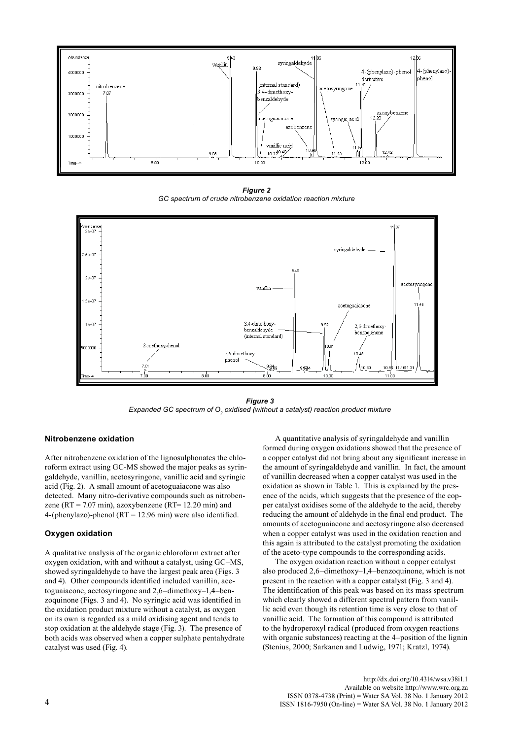*Figure 2*
*GC spectrum of crude nitrobenzene oxidation reaction mixture*

*Figure 3*
*Expanded GC spectrum of $O_2$ oxidised (without a catalyst) reaction product mixture*

### Nitrobenzene oxidation

After nitrobenzene oxidation of the lignosulphonates the chloroform extract using GC-MS showed the major peaks as syringaldehyde, vanillin, acetosyringone, vanillic acid and syringic acid (Fig. 2). A small amount of acetoguaiacone was also detected. Many nitro-derivative compounds such as nitrobenzene (RT = 7.07 min), azoxybenzene (RT= 12.20 min) and 4-(phenylazo)-phenol (RT = 12.96 min) were also identified.

### Oxygen oxidation

A qualitative analysis of the organic chloroform extract after oxygen oxidation, with and without a catalyst, using GC–MS, showed syringaldehyde to have the largest peak area (Figs. 3 and 4). Other compounds identified included vanillin, acetoguaiacone, acetosyringone and 2,6–dimethoxy–1,4–benzoquinone (Figs. 3 and 4). No syringic acid was identified in the oxidation product mixture without a catalyst, as oxygen on its own is regarded as a mild oxidising agent and tends to stop oxidation at the aldehyde stage (Fig. 3). The presence of both acids was observed when a copper sulphate pentahydrate catalyst was used (Fig. 4).

A quantitative analysis of syringaldehyde and vanillin formed during oxygen oxidations showed that the presence of a copper catalyst did not bring about any significant increase in the amount of syringaldehyde and vanillin. In fact, the amount of vanillin decreased when a copper catalyst was used in the oxidation as shown in Table 1. This is explained by the presence of the acids, which suggests that the presence of the copper catalyst oxidises some of the aldehyde to the acid, thereby reducing the amount of aldehyde in the final end product. The amounts of acetoguaiacone and acetosyringone also decreased when a copper catalyst was used in the oxidation reaction and this again is attributed to the catalyst promoting the oxidation of the aceto-type compounds to the corresponding acids.

The oxygen oxidation reaction without a copper catalyst also produced 2,6–dimethoxy–1,4–benzoquinone, which is not present in the reaction with a copper catalyst (Fig. 3 and 4). The identification of this peak was based on its mass spectrum which clearly showed a different spectral pattern from vanillic acid even though its retention time is very close to that of vanillic acid. The formation of this compound is attributed to the hydroperoxyl radical (produced from oxygen reactions with organic substances) reacting at the 4–position of the lignin (Stenius, 2000; Sarkanen and Ludwig, 1971; Kratzl, 1974).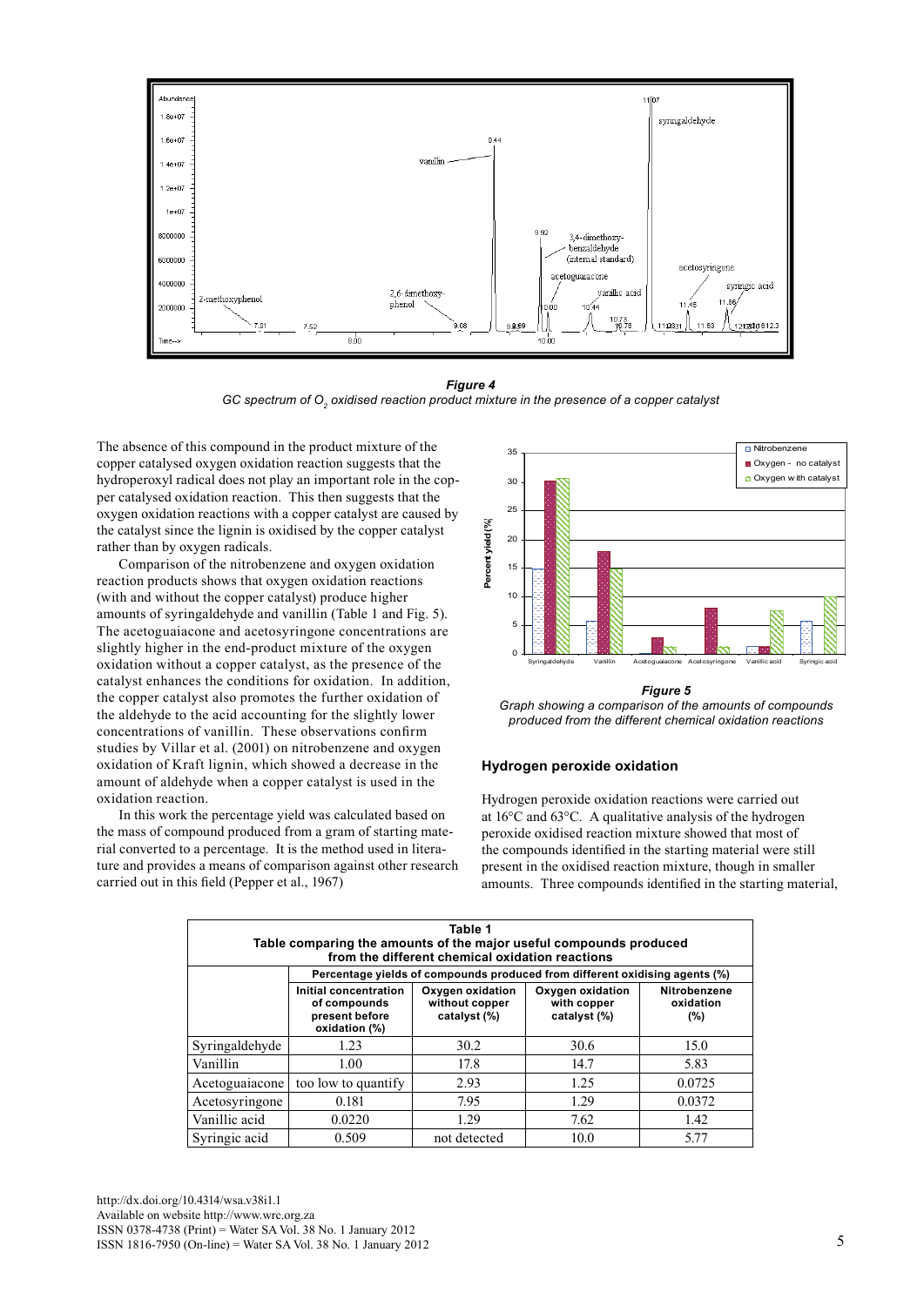Abundance

1.8e+07

1.6e+07

1.4e+07

1.2e+07

1e+07

8000000

6000000

4000000

2000000

Time-->

2-methoxyphenol

7.01

7.52

8.00

2,6-dimethoxy-phenol

9.08

vanillin

9.44

9.92

9.69

3,4-dimethoxy-benzaldehyde (internal standard)

acetoguaiacone

10.00

vanillic acid

10.44

10.73

10.78

11.07

syringaldehyde

acetosyringone

11.45

11.63

syringic acid

11.86

12.3

*Figure 4*

*GC spectrum of $O_2$ oxidised reaction product mixture in the presence of a copper catalyst*

The absence of this compound in the product mixture of the copper catalysed oxygen oxidation reaction suggests that the hydroperoxyl radical does not play an important role in the copper catalysed oxidation reaction. This then suggests that the oxygen oxidation reactions with a copper catalyst are caused by the catalyst since the lignin is oxidised by the copper catalyst rather than by oxygen radicals.

Comparison of the nitrobenzene and oxygen oxidation reaction products shows that oxygen oxidation reactions (with and without the copper catalyst) produce higher amounts of syringaldehyde and vanillin (Table 1 and Fig. 5). The acetoguaiacone and acetosyringone concentrations are slightly higher in the end-product mixture of the oxygen oxidation without a copper catalyst, as the presence of the catalyst enhances the conditions for oxidation. In addition, the copper catalyst also promotes the further oxidation of the aldehyde to the acid accounting for the slightly lower concentrations of vanillin. These observations confirm studies by Villar et al. (2001) on nitrobenzene and oxygen oxidation of Kraft lignin, which showed a decrease in the amount of aldehyde when a copper catalyst is used in the oxidation reaction.

In this work the percentage yield was calculated based on the mass of compound produced from a gram of starting material converted to a percentage. It is the method used in literature and provides a means of comparison against other research carried out in this field (Pepper et al., 1967)

Percent yield (%)

0 5 10 15 20 25 30 35

Nitrobenzene

Oxygen - no catalyst

Oxygen with catalyst

Syringaldehyde Vanillin Acetoguaiacone Acetosyringone Vanillic acid Syringic acid

*Figure 5*

*Graph showing a comparison of the amounts of compounds produced from the different chemical oxidation reactions*

### Hydrogen peroxide oxidation

Hydrogen peroxide oxidation reactions were carried out at 16°C and 63°C. A qualitative analysis of the hydrogen peroxide oxidised reaction mixture showed that most of the compounds identified in the starting material were still present in the oxidised reaction mixture, though in smaller amounts. Three compounds identified in the starting material,

**Table 1**
**Table comparing the amounts of the major useful compounds produced from the different chemical oxidation reactions**

| | Percentage yields of compounds produced from different oxidising agents (%) | | | |
|---|---|---|---|---|
| | Initial concentration of compounds present before oxidation (%) | Oxygen oxidation without copper catalyst (%) | Oxygen oxidation with copper catalyst (%) | Nitrobenzene oxidation (%) |
| Syringaldehyde | 1.23 | 30.2 | 30.6 | 15.0 |
| Vanillin | 1.00 | 17.8 | 14.7 | 5.83 |
| Acetoguaiacone | too low to quantify | 2.93 | 1.25 | 0.0725 |
| Acetosyringone | 0.181 | 7.95 | 1.29 | 0.0372 |
| Vanillic acid | 0.0220 | 1.29 | 7.62 | 1.42 |
| Syringic acid | 0.509 | not detected | 10.0 | 5.77 |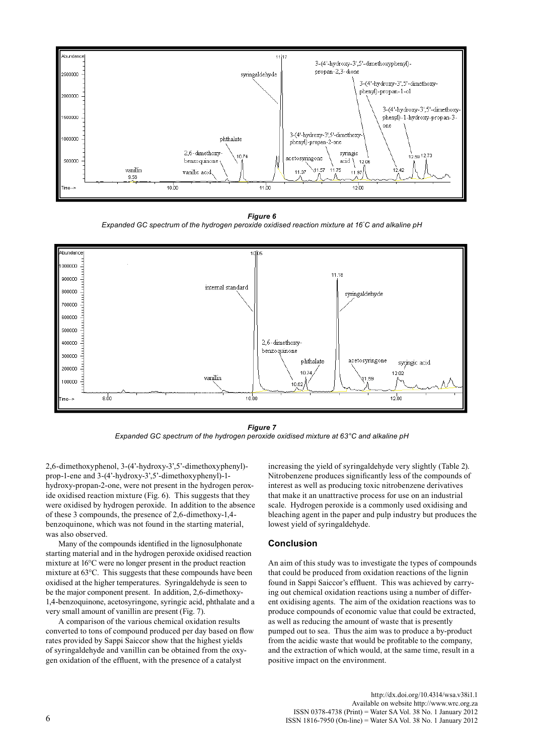*Figure 6*
*Expanded GC spectrum of the hydrogen peroxide oxidised reaction mixture at 16˚C and alkaline pH*

*Figure 7*
*Expanded GC spectrum of the hydrogen peroxide oxidised mixture at 63°C and alkaline pH*

2,6-dimethoxyphenol, 3-(4'-hydroxy-3',5'-dimethoxyphenyl)-prop-1-ene and 3-(4'-hydroxy-3',5'-dimethoxyphenyl)-1-hydroxy-propan-2-one, were not present in the hydrogen peroxide oxidised reaction mixture (Fig. 6). This suggests that they were oxidised by hydrogen peroxide. In addition to the absence of these 3 compounds, the presence of 2,6-dimethoxy-1,4-benzoquinone, which was not found in the starting material, was also observed.

Many of the compounds identified in the lignosulphonate starting material and in the hydrogen peroxide oxidised reaction mixture at 16°C were no longer present in the product reaction mixture at 63°C. This suggests that these compounds have been oxidised at the higher temperatures. Syringaldehyde is seen to be the major component present. In addition, 2,6-dimethoxy-1,4-benzoquinone, acetosyringone, syringic acid, phthalate and a very small amount of vanillin are present (Fig. 7).

A comparison of the various chemical oxidation results converted to tons of compound produced per day based on flow rates provided by Sappi Saiccor show that the highest yields of syringaldehyde and vanillin can be obtained from the oxygen oxidation of the effluent, with the presence of a catalyst increasing the yield of syringaldehyde very slightly (Table 2). Nitrobenzene produces significantly less of the compounds of interest as well as producing toxic nitrobenzene derivatives that make it an unattractive process for use on an industrial scale. Hydrogen peroxide is a commonly used oxidising and bleaching agent in the paper and pulp industry but produces the lowest yield of syringaldehyde.

## Conclusion

An aim of this study was to investigate the types of compounds that could be produced from oxidation reactions of the lignin found in Sappi Saiccor's effluent. This was achieved by carrying out chemical oxidation reactions using a number of different oxidising agents. The aim of the oxidation reactions was to produce compounds of economic value that could be extracted, as well as reducing the amount of waste that is presently pumped out to sea. Thus the aim was to produce a by-product from the acidic waste that would be profitable to the company, and the extraction of which would, at the same time, result in a positive impact on the environment.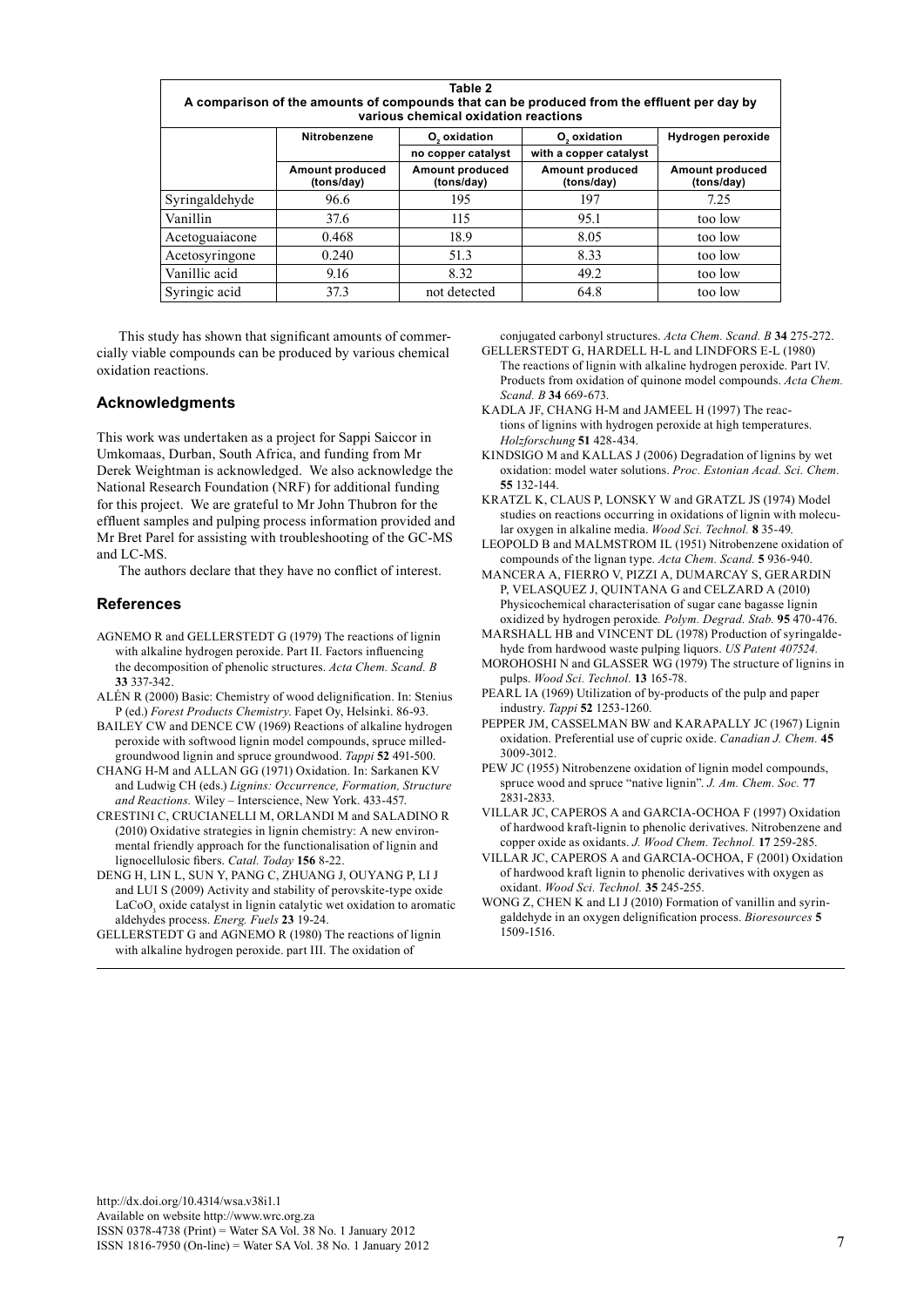**Table 2**
**A comparison of the amounts of compounds that can be produced from the effluent per day by various chemical oxidation reactions**

| | Nitrobenzene | $O_2$ oxidation | $O_2$ oxidation | Hydrogen peroxide |
|---|---|---|---|---|
| | | no copper catalyst | with a copper catalyst | |
| | Amount produced (tons/day) | Amount produced (tons/day) | Amount produced (tons/day) | Amount produced (tons/day) |
| Syringaldehyde | 96.6 | 195 | 197 | 7.25 |
| Vanillin | 37.6 | 115 | 95.1 | too low |
| Acetoguaiacone | 0.468 | 18.9 | 8.05 | too low |
| Acetosyringone | 0.240 | 51.3 | 8.33 | too low |
| Vanillic acid | 9.16 | 8.32 | 49.2 | too low |
| Syringic acid | 37.3 | not detected | 64.8 | too low |

This study has shown that significant amounts of commercially viable compounds can be produced by various chemical oxidation reactions.

## Acknowledgments

This work was undertaken as a project for Sappi Saiccor in Umkomaas, Durban, South Africa, and funding from Mr Derek Weightman is acknowledged. We also acknowledge the National Research Foundation (NRF) for additional funding for this project. We are grateful to Mr John Thubron for the effluent samples and pulping process information provided and Mr Bret Parel for assisting with troubleshooting of the GC-MS and LC-MS.

The authors declare that they have no conflict of interest.

## References

AGNEMO R and GELLERSTEDT G (1979) The reactions of lignin with alkaline hydrogen peroxide. Part II. Factors influencing the decomposition of phenolic structures. *Acta Chem. Scand. B* **33** 337-342.

ALÉN R (2000) Basic: Chemistry of wood delignification. In: Stenius P (ed.) *Forest Products Chemistry*. Fapet Oy, Helsinki. 86-93.

BAILEY CW and DENCE CW (1969) Reactions of alkaline hydrogen peroxide with softwood lignin model compounds, spruce milled-groundwood lignin and spruce groundwood. *Tappi* **52** 491-500.

CHANG H-M and ALLAN GG (1971) Oxidation. In: Sarkanen KV and Ludwig CH (eds.) *Lignins: Occurrence, Formation, Structure and Reactions.* Wiley – Interscience, New York. 433-457.

CRESTINI C, CRUCIANELLI M, ORLANDI M and SALADINO R (2010) Oxidative strategies in lignin chemistry: A new environmental friendly approach for the functionalisation of lignin and lignocellulosic fibers. *Catal. Today* **156** 8-22.

DENG H, LIN L, SUN Y, PANG C, ZHUANG J, OUYANG P, LI J and LUI S (2009) Activity and stability of perovskite-type oxide $LaCoO_3$ oxide catalyst in lignin catalytic wet oxidation to aromatic aldehydes process. *Energ. Fuels* **23** 19-24.

GELLERSTEDT G and AGNEMO R (1980) The reactions of lignin with alkaline hydrogen peroxide. part III. The oxidation of conjugated carbonyl structures. *Acta Chem. Scand. B* **34** 275-272.

GELLERSTEDT G, HARDELL H-L and LINDFORS E-L (1980) The reactions of lignin with alkaline hydrogen peroxide. Part IV. Products from oxidation of quinone model compounds. *Acta Chem. Scand. B* **34** 669-673.

KADLA JF, CHANG H-M and JAMEEL H (1997) The reactions of lignins with hydrogen peroxide at high temperatures. *Holzforschung* **51** 428-434.

KINDSIGO M and KALLAS J (2006) Degradation of lignins by wet oxidation: model water solutions. *Proc. Estonian Acad. Sci. Chem.* **55** 132-144.

KRATZL K, CLAUS P, LONSKY W and GRATZL JS (1974) Model studies on reactions occurring in oxidations of lignin with molecular oxygen in alkaline media. *Wood Sci. Technol.* **8** 35-49.

LEOPOLD B and MALMSTROM IL (1951) Nitrobenzene oxidation of compounds of the lignan type. *Acta Chem. Scand.* **5** 936-940.

MANCERA A, FIERRO V, PIZZI A, DUMARCAY S, GERARDIN P, VELASQUEZ J, QUINTANA G and CELZARD A (2010) Physicochemical characterisation of sugar cane bagasse lignin oxidized by hydrogen peroxide. *Polym. Degrad. Stab.* **95** 470-476.

MARSHALL HB and VINCENT DL (1978) Production of syringaldehyde from hardwood waste pulping liquors. *US Patent 407524.*

MOROHOSHI N and GLASSER WG (1979) The structure of lignins in pulps. *Wood Sci. Technol.* **13** 165-78.

PEARL IA (1969) Utilization of by-products of the pulp and paper industry. *Tappi* **52** 1253-1260.

PEPPER JM, CASSELMAN BW and KARAPALLY JC (1967) Lignin oxidation. Preferential use of cupric oxide. *Canadian J. Chem.* **45** 3009-3012.

PEW JC (1955) Nitrobenzene oxidation of lignin model compounds, spruce wood and spruce "native lignin". *J. Am. Chem. Soc.* **77** 2831-2833.

VILLAR JC, CAPEROS A and GARCIA-OCHOA F (1997) Oxidation of hardwood kraft-lignin to phenolic derivatives. Nitrobenzene and copper oxide as oxidants. *J. Wood Chem. Technol.* **17** 259-285.

VILLAR JC, CAPEROS A and GARCIA-OCHOA, F (2001) Oxidation of hardwood kraft lignin to phenolic derivatives with oxygen as oxidant. *Wood Sci. Technol.* **35** 245-255.

WONG Z, CHEN K and LI J (2010) Formation of vanillin and syringaldehyde in an oxygen delignification process. *Bioresources* **5** 1509-1516.